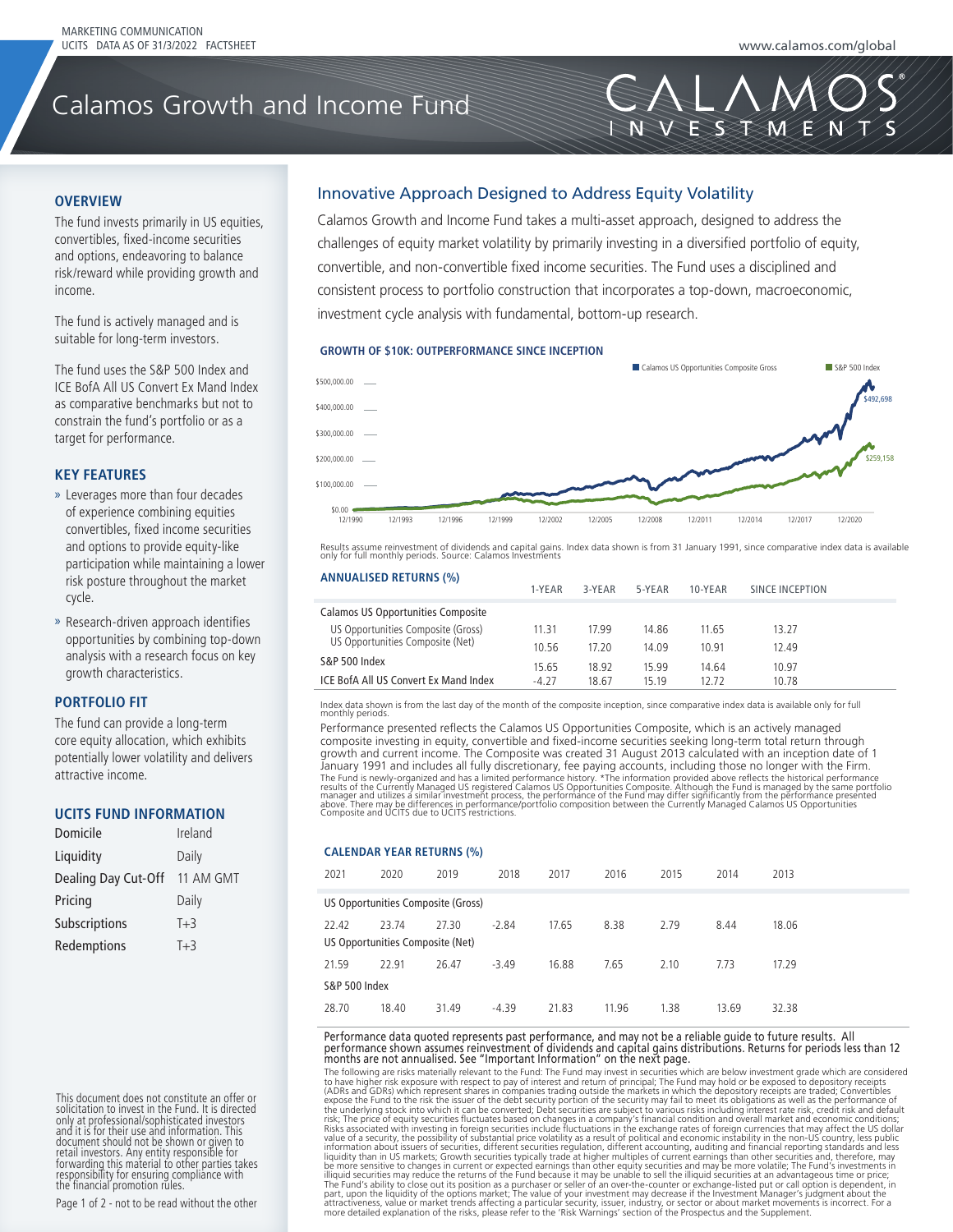MARKETING COMMUNICATION
UCITS DATA AS OF 31/3/2022 FACTSHEET

www.calamos.com/global

# Calamos Growth and Income Fund

## OVERVIEW

The fund invests primarily in US equities, convertibles, fixed-income securities and options, endeavoring to balance risk/reward while providing growth and income.

The fund is actively managed and is suitable for long-term investors.

The fund uses the S&P 500 Index and ICE BofA All US Convert Ex Mand Index as comparative benchmarks but not to constrain the fund's portfolio or as a target for performance.

## KEY FEATURES

- Leverages more than four decades of experience combining equities convertibles, fixed income securities and options to provide equity-like participation while maintaining a lower risk posture throughout the market cycle.
- Research-driven approach identifies opportunities by combining top-down analysis with a research focus on key growth characteristics.

## PORTFOLIO FIT

The fund can provide a long-term core equity allocation, which exhibits potentially lower volatility and delivers attractive income.

## UCITS FUND INFORMATION

| | |
|---|---|
| Domicile | Ireland |
| Liquidity | Daily |
| Dealing Day Cut-Off | 11 AM GMT |
| Pricing | Daily |
| Subscriptions | T+3 |
| Redemptions | T+3 |

This document does not constitute an offer or solicitation to invest in the Fund. It is directed only at professional/sophisticated investors and it is for their use and information. This document should not be shown or given to retail investors. Any entity responsible for forwarding this material to other parties takes responsibility for ensuring compliance with the financial promotion rules.

Page 1 of 2 - not to be read without the other

## Innovative Approach Designed to Address Equity Volatility

Calamos Growth and Income Fund takes a multi-asset approach, designed to address the challenges of equity market volatility by primarily investing in a diversified portfolio of equity, convertible, and non-convertible fixed income securities. The Fund uses a disciplined and consistent process to portfolio construction that incorporates a top-down, macroeconomic, investment cycle analysis with fundamental, bottom-up research.

### GROWTH OF $10K: OUTPERFORMANCE SINCE INCEPTION

Calamos US Opportunities Composite Gross: $492,698
S&P 500 Index: $259,158

Results assume reinvestment of dividends and capital gains. Index data shown is from 31 January 1991, since comparative index data is available only for full monthly periods. Source: Calamos Investments

### ANNUALISED RETURNS (%)

| | 1-YEAR | 3-YEAR | 5-YEAR | 10-YEAR | SINCE INCEPTION |
|---|---|---|---|---|---|
| **Calamos US Opportunities Composite** | | | | | |
| US Opportunities Composite (Gross) | 11.31 | 17.99 | 14.86 | 11.65 | 13.27 |
| US Opportunities Composite (Net) | 10.56 | 17.20 | 14.09 | 10.91 | 12.49 |
| S&P 500 Index | 15.65 | 18.92 | 15.99 | 14.64 | 10.97 |
| ICE BofA All US Convert Ex Mand Index | -4.27 | 18.67 | 15.19 | 12.72 | 10.78 |

Index data shown is from the last day of the month of the composite inception, since comparative index data is available only for full monthly periods.

Performance presented reflects the Calamos US Opportunities Composite, which is an actively managed composite investing in equity, convertible and fixed-income securities seeking long-term total return through growth and current income. The Composite was created 31 August 2013 calculated with an inception date of 1 January 1991 and includes all fully discretionary, fee paying accounts, including those no longer with the Firm. The Fund is newly-organized and has a limited performance history. *The information provided above reflects the historical performance results of the Currently Managed US registered Calamos US Opportunities Composite. Although the Fund is managed by the same portfolio manager and utilizes a similar investment process, the performance of the Fund may differ significantly from the performance presented above. There may be differences in performance/portfolio composition between the Currently Managed Calamos US Opportunities Composite and UCITS due to UCITS restrictions.

### CALENDAR YEAR RETURNS (%)

| | 2021 | 2020 | 2019 | 2018 | 2017 | 2016 | 2015 | 2014 | 2013 |
|---|---|---|---|---|---|---|---|---|---|
| US Opportunities Composite (Gross) | 22.42 | 23.74 | 27.30 | -2.84 | 17.65 | 8.38 | 2.79 | 8.44 | 18.06 |
| US Opportunities Composite (Net) | 21.59 | 22.91 | 26.47 | -3.49 | 16.88 | 7.65 | 2.10 | 7.73 | 17.29 |
| S&P 500 Index | 28.70 | 18.40 | 31.49 | -4.39 | 21.83 | 11.96 | 1.38 | 13.69 | 32.38 |

Performance data quoted represents past performance, and may not be a reliable guide to future results. All performance shown assumes reinvestment of dividends and capital gains distributions. Returns for periods less than 12 months are not annualised. See "Important Information" on the next page.

The following are risks materially relevant to the Fund: The Fund may invest in securities which are below investment grade which are considered to have higher risk exposure with respect to pay of interest and return of principal; The Fund may hold or be exposed to depository receipts (ADRs and GDRs) which represent shares in companies trading outside the markets in which the depository receipts are traded; Convertibles expose the Fund to the risk the issuer of the debt security portion of the security may fail to meet its obligations as well as the performance of the underlying stock into which it can be converted; Debt securities are subject to various risks including interest rate risk, credit risk and default risk; The price of equity securities fluctuates based on changes in a company's financial condition and overall market and economic conditions; Risks associated with investing in foreign securities include fluctuations in the exchange rates of foreign currencies that may affect the US dollar value of a security, the possibility of substantial price volatility as a result of political and economic instability in the non-US country, less public information about issuers of securities, different securities regulation, different accounting, auditing and financial reporting standards and less liquidity than in US markets; Growth securities typically trade at higher multiples of current earnings than other securities and, therefore, may be more sensitive to changes in current or expected earnings than other equity securities and may be more volatile; The Fund's investments in illiquid securities may reduce the returns of the Fund because it may be unable to sell the illiquid securities at an advantageous time or price; The Fund's ability to close out its position as a purchaser or seller of an over-the-counter or exchange-listed put or call option is dependent, in part, upon the liquidity of the options market; The value of your investment may decrease if the Investment Manager's judgment about the attractiveness, value or market trends affecting a particular security, issuer, industry, or sector or about market movements is incorrect. For a more detailed explanation of the risks, please refer to the 'Risk Warnings' section of the Prospectus and the Supplement.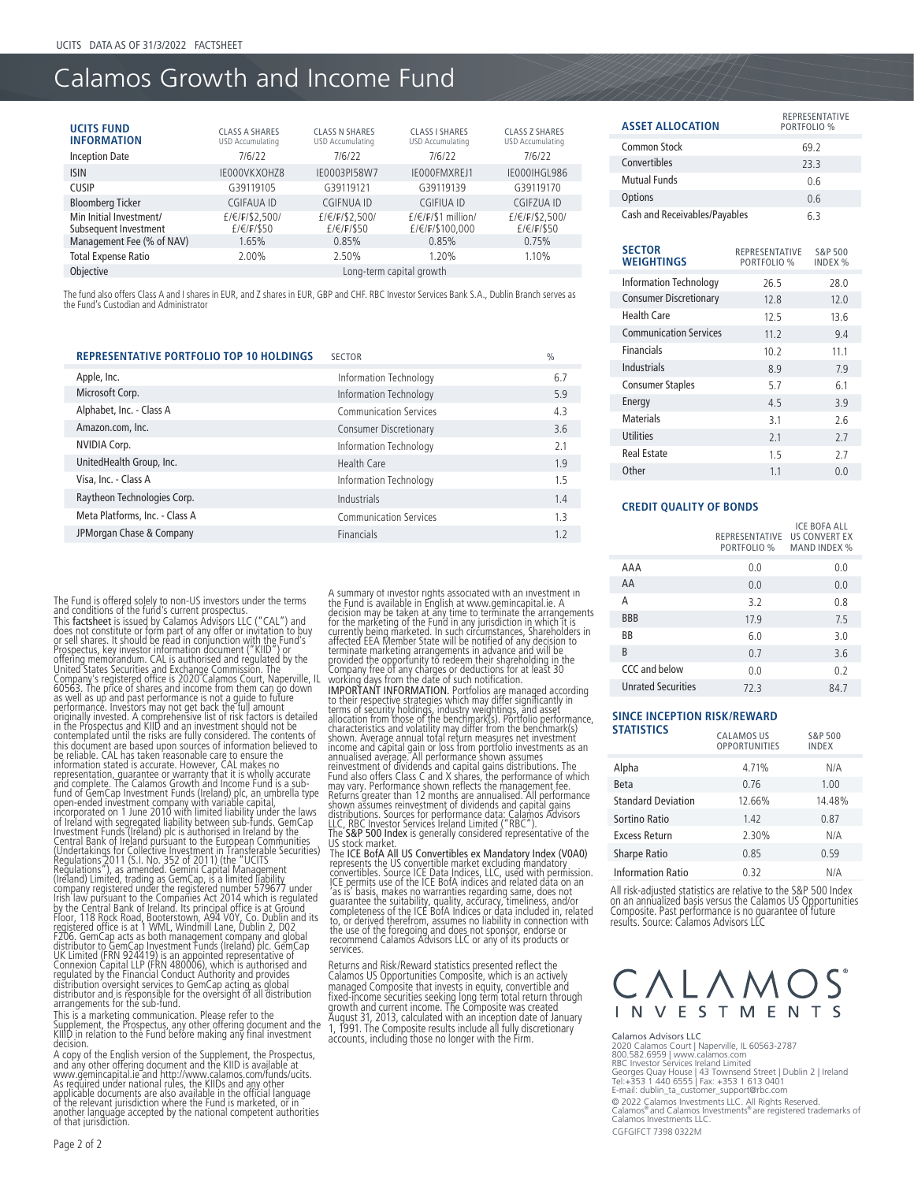UCITS DATA AS OF 31/3/2022 FACTSHEET

# Calamos Growth and Income Fund

| UCITS FUND INFORMATION | CLASS A SHARES USD Accumulating | CLASS N SHARES USD Accumulating | CLASS I SHARES USD Accumulating | CLASS Z SHARES USD Accumulating |
|---|---|---|---|---|
| Inception Date | 7/6/22 | 7/6/22 | 7/6/22 | 7/6/22 |
| ISIN | IE000VKXOHZ8 | IE0003PI58W7 | IE000FMXREJ1 | IE000IHGL986 |
| CUSIP | G39119105 | G39119121 | G39119139 | G39119170 |
| Bloomberg Ticker | CGIFAUA ID | CGIFNUA ID | CGIFIUA ID | CGIFZUA ID |
| Min Initial Investment/ Subsequent Investment | £/€/F/$2,500/ £/€/F/$50 | £/€/F/$2,500/ £/€/F/$50 | £/€/F/$1 million/ £/€/F/$100,000 | £/€/F/$2,500/ £/€/F/$50 |
| Management Fee (% of NAV) | 1.65% | 0.85% | 0.85% | 0.75% |
| Total Expense Ratio | 2.00% | 2.50% | 1.20% | 1.10% |
| Objective | Long-term capital growth | | | |

The fund also offers Class A and I shares in EUR, and Z shares in EUR, GBP and CHF. RBC Investor Services Bank S.A., Dublin Branch serves as the Fund's Custodian and Administrator

| REPRESENTATIVE PORTFOLIO TOP 10 HOLDINGS | SECTOR | % |
|---|---|---|
| Apple, Inc. | Information Technology | 6.7 |
| Microsoft Corp. | Information Technology | 5.9 |
| Alphabet, Inc. - Class A | Communication Services | 4.3 |
| Amazon.com, Inc. | Consumer Discretionary | 3.6 |
| NVIDIA Corp. | Information Technology | 2.1 |
| UnitedHealth Group, Inc. | Health Care | 1.9 |
| Visa, Inc. - Class A | Information Technology | 1.5 |
| Raytheon Technologies Corp. | Industrials | 1.4 |
| Meta Platforms, Inc. - Class A | Communication Services | 1.3 |
| JPMorgan Chase & Company | Financials | 1.2 |

| ASSET ALLOCATION | REPRESENTATIVE PORTFOLIO % |
|---|---|
| Common Stock | 69.2 |
| Convertibles | 23.3 |
| Mutual Funds | 0.6 |
| Options | 0.6 |
| Cash and Receivables/Payables | 6.3 |

| SECTOR WEIGHTINGS | REPRESENTATIVE PORTFOLIO % | S&P 500 INDEX % |
|---|---|---|
| Information Technology | 26.5 | 28.0 |
| Consumer Discretionary | 12.8 | 12.0 |
| Health Care | 12.5 | 13.6 |
| Communication Services | 11.2 | 9.4 |
| Financials | 10.2 | 11.1 |
| Industrials | 8.9 | 7.9 |
| Consumer Staples | 5.7 | 6.1 |
| Energy | 4.5 | 3.9 |
| Materials | 3.1 | 2.6 |
| Utilities | 2.1 | 2.7 |
| Real Estate | 1.5 | 2.7 |
| Other | 1.1 | 0.0 |

## CREDIT QUALITY OF BONDS

| | REPRESENTATIVE PORTFOLIO % | ICE BOFA ALL US CONVERT EX MAND INDEX % |
|---|---|---|
| AAA | 0.0 | 0.0 |
| AA | 0.0 | 0.0 |
| A | 3.2 | 0.8 |
| BBB | 17.9 | 7.5 |
| BB | 6.0 | 3.0 |
| B | 0.7 | 3.6 |
| CCC and below | 0.0 | 0.2 |
| Unrated Securities | 72.3 | 84.7 |

## SINCE INCEPTION RISK/REWARD STATISTICS

| | CALAMOS US OPPORTUNITIES | S&P 500 INDEX |
|---|---|---|
| Alpha | 4.71% | N/A |
| Beta | 0.76 | 1.00 |
| Standard Deviation | 12.66% | 14.48% |
| Sortino Ratio | 1.42 | 0.87 |
| Excess Return | 2.30% | N/A |
| Sharpe Ratio | 0.85 | 0.59 |
| Information Ratio | 0.32 | N/A |

All risk-adjusted statistics are relative to the S&P 500 Index on an annualized basis versus the Calamos US Opportunities Composite. Past performance is no guarantee of future results. Source: Calamos Advisors LLC

The Fund is offered solely to non-US investors under the terms and conditions of the fund's current prospectus.
This factsheet is issued by Calamos Advisors LLC ("CAL") and does not constitute or form part of any offer or invitation to buy or sell shares. It should be read in conjunction with the Fund's Prospectus, key investor information document ("KIID") or offering memorandum. CAL is authorised and regulated by the United States Securities and Exchange Commission. The Company's registered office is 2020 Calamos Court, Naperville, IL 60563. The price of shares and income from them can go down as well as up and past performance is not a guide to future performance. Investors may not get back the full amount originally invested. A comprehensive list of risk factors is detailed in the Prospectus and KIID and an investment should not be contemplated until the risks are fully considered. The contents of this document are based upon sources of information believed to be reliable. CAL has taken reasonable care to ensure the information stated is accurate. However, CAL makes no representation, guarantee or warranty that it is wholly accurate and complete. The Calamos Growth and Income Fund is a sub-fund of GemCap Investment Funds (Ireland) plc, an umbrella type open-ended investment company with variable capital, incorporated on 1 June 2010 with limited liability under the laws of Ireland with segregated liability between sub-funds. GemCap Investment Funds (Ireland) plc is authorised in Ireland by the Central Bank of Ireland pursuant to the European Communities (Undertakings for Collective Investment in Transferable Securities) Regulations 2011 (S.I. No. 352 of 2011) (the "UCITS Regulations"), as amended. Gemini Capital Management (Ireland) Limited, trading as GemCap, is a limited liability company registered under the registered number 579677 under Irish law pursuant to the Companies Act 2014 which is regulated by the Central Bank of Ireland. Its principal office is at Ground Floor, 118 Rock Road, Booterstown, A94 V0Y, Co. Dublin and its registered office is at 1 WML, Windmill Lane, Dublin 2, D02 F206. GemCap acts as both management company and global distributor to GemCap Investment Funds (Ireland) plc. GemCap UK Limited (FRN 924419) is an appointed representative of Connexion Capital LLP (FRN 480006), which is authorised and regulated by the Financial Conduct Authority and provides distribution oversight services to GemCap acting as global distributor and is responsible for the oversight of all distribution arrangements for the sub-fund.
This is a marketing communication. Please refer to the Supplement, the Prospectus, any other offering document and the KIID in relation to the Fund before making any final investment decision.
A copy of the English version of the Supplement, the Prospectus, and any other offering document and the KIID is available at www.gemincapital.ie and http://www.calamos.com/funds/ucits. As required under national rules, the KIIDs and any other applicable documents are also available in the official language of the relevant jurisdiction where the Fund is marketed, or in another language accepted by the national competent authorities of that jurisdiction.

A summary of investor rights associated with an investment in the Fund is available in English at www.gemincapital.ie. A decision may be taken at any time to terminate the arrangements for the marketing of the Fund in any jurisdiction in which it is currently being marketed. In such circumstances, Shareholders in affected EEA Member State will be notified of any decision to terminate marketing arrangements in advance and will be provided the opportunity to redeem their shareholding in the Company free of any charges or deductions for at least 30 working days from the date of such notification.
**IMPORTANT INFORMATION.** Portfolios are managed according to their respective strategies which may differ significantly in terms of security holdings, industry weightings, and asset allocation from those of the benchmark(s). Portfolio performance, characteristics and volatility may differ from the benchmark(s) shown. Average annual total return measures net investment income and capital gain or loss from portfolio investments as an annualised average. All performance shown assumes reinvestment of dividends and capital gains distributions. The Fund also offers Class C and X shares, the performance of which may vary. Performance shown reflects the management fee. Returns greater than 12 months are annualised. All performance shown assumes reinvestment of dividends and capital gains distributions. Sources for performance data: Calamos Advisors LLC, RBC Investor Services Ireland Limited ("RBC").
The **S&P 500 Index** is generally considered representative of the US stock market.
The **ICE BofA All US Convertibles ex Mandatory Index (V0A0)** represents the US convertible market excluding mandatory convertibles. Source ICE Data Indices, LLC, used with permission. ICE permits use of the ICE BofA indices and related data on an 'as is' basis, makes no warranties regarding same, does not guarantee the suitability, quality, accuracy, timeliness, and/or completeness of the ICE BofA Indices or data included in, related to, or derived therefrom, assumes no liability in connection with the use of the foregoing and does not sponsor, endorse or recommend Calamos Advisors LLC or any of its products or services.

Returns and Risk/Reward statistics presented reflect the Calamos US Opportunities Composite, which is an actively managed Composite that invests in equity, convertible and fixed-income securities seeking long term total return through growth and current income. The Composite was created August 31, 2013, calculated with an inception date of January 1, 1991. The Composite results include all fully discretionary accounts, including those no longer with the Firm.

CALAMOS INVESTMENTS

Calamos Advisors LLC
2020 Calamos Court | Naperville, IL 60563-2787
800.582.6959 | www.calamos.com
RBC Investor Services Ireland Limited
Georges Quay House | 43 Townsend Street | Dublin 2 | Ireland
Tel:+353 1 440 6555 | Fax: +353 1 613 0401
E-mail: dublin_ta_customer_support@rbc.com
© 2022 Calamos Investments LLC. All Rights Reserved. Calamos® and Calamos Investments® are registered trademarks of Calamos Investments LLC.
CGFGIFCT 7398 0322M